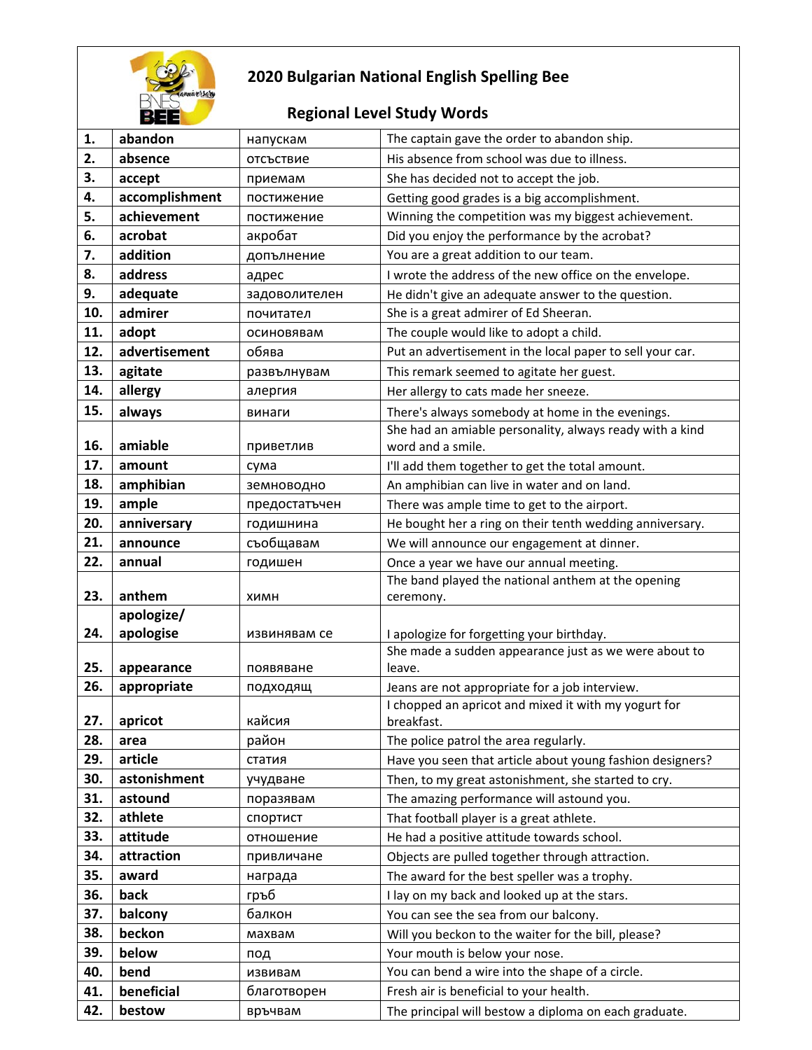# 2020 Bulgarian National English Spelling Bee

## Regional Level Study Words

| | | | |
|---|---|---|---|
| 1. | abandon | напускам | The captain gave the order to abandon ship. |
| 2. | absence | отсъствие | His absence from school was due to illness. |
| 3. | accept | приемам | She has decided not to accept the job. |
| 4. | accomplishment | постижение | Getting good grades is a big accomplishment. |
| 5. | achievement | постижение | Winning the competition was my biggest achievement. |
| 6. | acrobat | акробат | Did you enjoy the performance by the acrobat? |
| 7. | addition | допълнение | You are a great addition to our team. |
| 8. | address | адрес | I wrote the address of the new office on the envelope. |
| 9. | adequate | задоволителен | He didn't give an adequate answer to the question. |
| 10. | admirer | почитател | She is a great admirer of Ed Sheeran. |
| 11. | adopt | осиновявам | The couple would like to adopt a child. |
| 12. | advertisement | обява | Put an advertisement in the local paper to sell your car. |
| 13. | agitate | развълнувам | This remark seemed to agitate her guest. |
| 14. | allergy | алергия | Her allergy to cats made her sneeze. |
| 15. | always | винаги | There's always somebody at home in the evenings. |
| 16. | amiable | приветлив | She had an amiable personality, always ready with a kind word and a smile. |
| 17. | amount | сума | I'll add them together to get the total amount. |
| 18. | amphibian | земноводно | An amphibian can live in water and on land. |
| 19. | ample | предостатъчен | There was ample time to get to the airport. |
| 20. | anniversary | годишнина | He bought her a ring on their tenth wedding anniversary. |
| 21. | announce | съобщавам | We will announce our engagement at dinner. |
| 22. | annual | годишен | Once a year we have our annual meeting. |
| 23. | anthem | химн | The band played the national anthem at the opening ceremony. |
| 24. | apologize/ apologise | извинявам се | I apologize for forgetting your birthday. |
| 25. | appearance | появяване | She made a sudden appearance just as we were about to leave. |
| 26. | appropriate | подходящ | Jeans are not appropriate for a job interview. |
| 27. | apricot | кайсия | I chopped an apricot and mixed it with my yogurt for breakfast. |
| 28. | area | район | The police patrol the area regularly. |
| 29. | article | статия | Have you seen that article about young fashion designers? |
| 30. | astonishment | учудване | Then, to my great astonishment, she started to cry. |
| 31. | astound | поразявам | The amazing performance will astound you. |
| 32. | athlete | спортист | That football player is a great athlete. |
| 33. | attitude | отношение | He had a positive attitude towards school. |
| 34. | attraction | привличане | Objects are pulled together through attraction. |
| 35. | award | награда | The award for the best speller was a trophy. |
| 36. | back | гръб | I lay on my back and looked up at the stars. |
| 37. | balcony | балкон | You can see the sea from our balcony. |
| 38. | beckon | махвам | Will you beckon to the waiter for the bill, please? |
| 39. | below | под | Your mouth is below your nose. |
| 40. | bend | извивам | You can bend a wire into the shape of a circle. |
| 41. | beneficial | благотворен | Fresh air is beneficial to your health. |
| 42. | bestow | връчвам | The principal will bestow a diploma on each graduate. |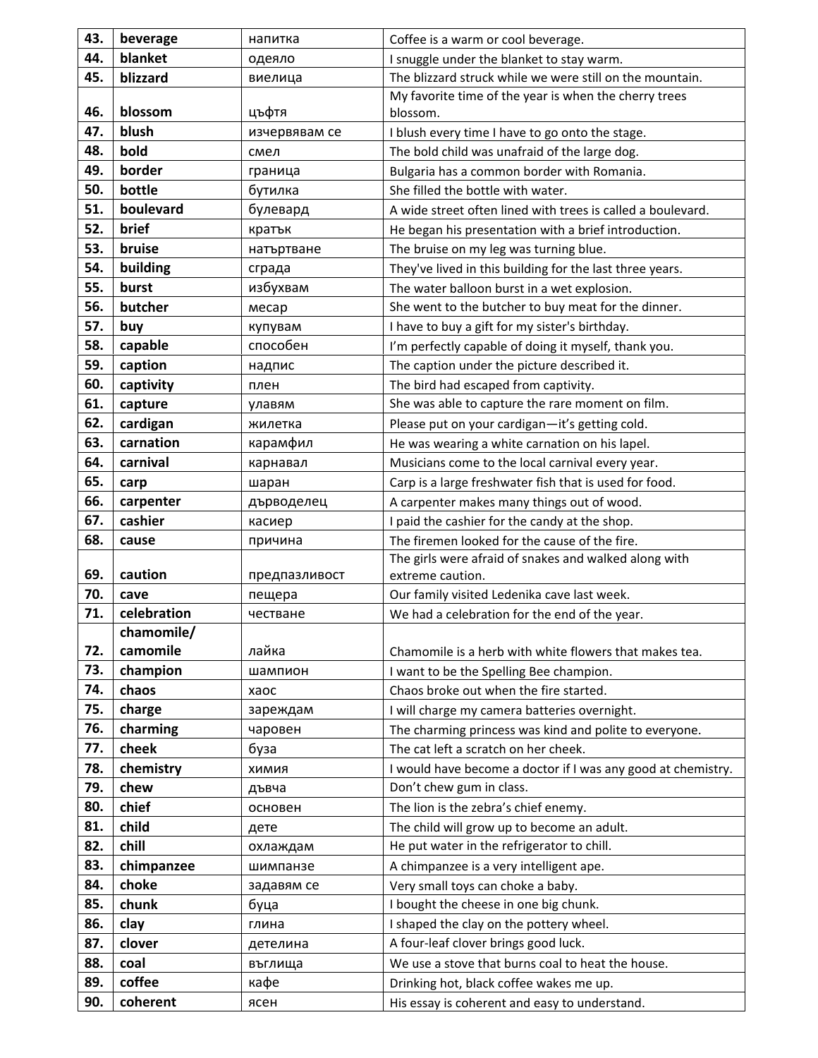| 43. | **beverage** | напитка | Coffee is a warm or cool beverage. |
|---|---|---|---|
| 44. | **blanket** | одеяло | I snuggle under the blanket to stay warm. |
| 45. | **blizzard** | виелица | The blizzard struck while we were still on the mountain. |
| 46. | **blossom** | цъфтя | My favorite time of the year is when the cherry trees blossom. |
| 47. | **blush** | изчервявам се | I blush every time I have to go onto the stage. |
| 48. | **bold** | смел | The bold child was unafraid of the large dog. |
| 49. | **border** | граница | Bulgaria has a common border with Romania. |
| 50. | **bottle** | бутилка | She filled the bottle with water. |
| 51. | **boulevard** | булевард | A wide street often lined with trees is called a boulevard. |
| 52. | **brief** | кратък | He began his presentation with a brief introduction. |
| 53. | **bruise** | натъртване | The bruise on my leg was turning blue. |
| 54. | **building** | сграда | They've lived in this building for the last three years. |
| 55. | **burst** | избухвам | The water balloon burst in a wet explosion. |
| 56. | **butcher** | месар | She went to the butcher to buy meat for the dinner. |
| 57. | **buy** | купувам | I have to buy a gift for my sister's birthday. |
| 58. | **capable** | способен | I'm perfectly capable of doing it myself, thank you. |
| 59. | **caption** | надпис | The caption under the picture described it. |
| 60. | **captivity** | плен | The bird had escaped from captivity. |
| 61. | **capture** | улавям | She was able to capture the rare moment on film. |
| 62. | **cardigan** | жилетка | Please put on your cardigan—it's getting cold. |
| 63. | **carnation** | карамфил | He was wearing a white carnation on his lapel. |
| 64. | **carnival** | карнавал | Musicians come to the local carnival every year. |
| 65. | **carp** | шаран | Carp is a large freshwater fish that is used for food. |
| 66. | **carpenter** | дърводелец | A carpenter makes many things out of wood. |
| 67. | **cashier** | касиер | I paid the cashier for the candy at the shop. |
| 68. | **cause** | причина | The firemen looked for the cause of the fire. |
| 69. | **caution** | предпазливост | The girls were afraid of snakes and walked along with extreme caution. |
| 70. | **cave** | пещера | Our family visited Ledenika cave last week. |
| 71. | **celebration** | честване | We had a celebration for the end of the year. |
| 72. | **chamomile/ camomile** | лайка | Chamomile is a herb with white flowers that makes tea. |
| 73. | **champion** | шампион | I want to be the Spelling Bee champion. |
| 74. | **chaos** | хаос | Chaos broke out when the fire started. |
| 75. | **charge** | зареждам | I will charge my camera batteries overnight. |
| 76. | **charming** | чаровен | The charming princess was kind and polite to everyone. |
| 77. | **cheek** | буза | The cat left a scratch on her cheek. |
| 78. | **chemistry** | химия | I would have become a doctor if I was any good at chemistry. |
| 79. | **chew** | дъвча | Don't chew gum in class. |
| 80. | **chief** | основен | The lion is the zebra's chief enemy. |
| 81. | **child** | дете | The child will grow up to become an adult. |
| 82. | **chill** | охлаждам | He put water in the refrigerator to chill. |
| 83. | **chimpanzee** | шимпанзе | A chimpanzee is a very intelligent ape. |
| 84. | **choke** | задавям се | Very small toys can choke a baby. |
| 85. | **chunk** | буца | I bought the cheese in one big chunk. |
| 86. | **clay** | глина | I shaped the clay on the pottery wheel. |
| 87. | **clover** | детелина | A four-leaf clover brings good luck. |
| 88. | **coal** | въглища | We use a stove that burns coal to heat the house. |
| 89. | **coffee** | кафе | Drinking hot, black coffee wakes me up. |
| 90. | **coherent** | ясен | His essay is coherent and easy to understand. |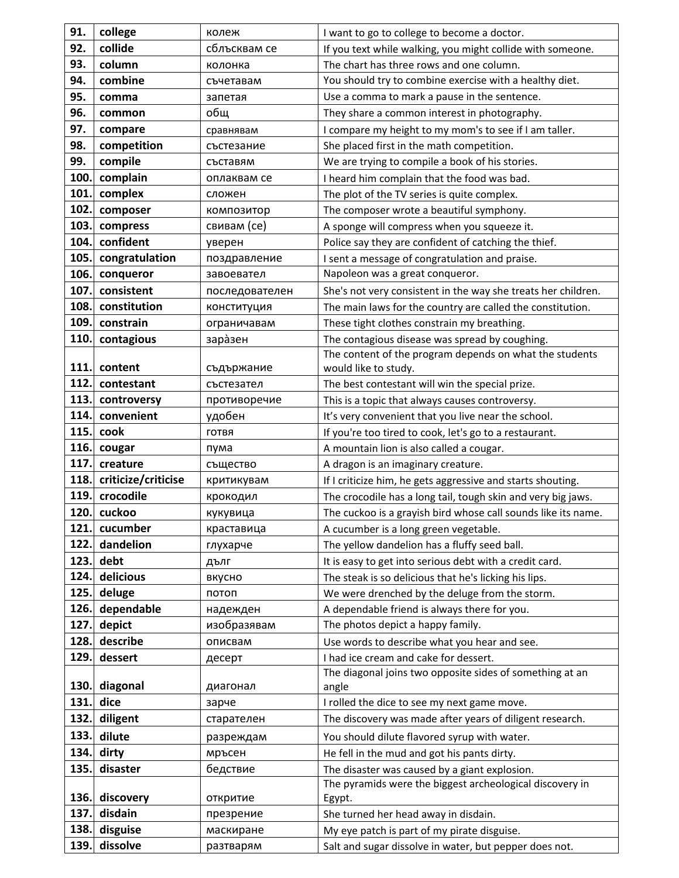| | | | |
|---|---|---|---|
| 91. | **college** | колеж | I want to go to college to become a doctor. |
| 92. | **collide** | сблъсквам се | If you text while walking, you might collide with someone. |
| 93. | **column** | колонка | The chart has three rows and one column. |
| 94. | **combine** | съчетавам | You should try to combine exercise with a healthy diet. |
| 95. | **comma** | запетая | Use a comma to mark a pause in the sentence. |
| 96. | **common** | общ | They share a common interest in photography. |
| 97. | **compare** | сравнявам | I compare my height to my mom's to see if I am taller. |
| 98. | **competition** | състезание | She placed first in the math competition. |
| 99. | **compile** | съставям | We are trying to compile a book of his stories. |
| 100. | **complain** | оплаквам се | I heard him complain that the food was bad. |
| 101. | **complex** | сложен | The plot of the TV series is quite complex. |
| 102. | **composer** | композитор | The composer wrote a beautiful symphony. |
| 103. | **compress** | свивам (се) | A sponge will compress when you squeeze it. |
| 104. | **confident** | уверен | Police say they are confident of catching the thief. |
| 105. | **congratulation** | поздравление | I sent a message of congratulation and praise. |
| 106. | **conqueror** | завоевател | Napoleon was a great conqueror. |
| 107. | **consistent** | последователен | She's not very consistent in the way she treats her children. |
| 108. | **constitution** | конституция | The main laws for the country are called the constitution. |
| 109. | **constrain** | ограничавам | These tight clothes constrain my breathing. |
| 110. | **contagious** | заразен | The contagious disease was spread by coughing. |
| 111. | **content** | съдържание | The content of the program depends on what the students would like to study. |
| 112. | **contestant** | състезател | The best contestant will win the special prize. |
| 113. | **controversy** | противоречие | This is a topic that always causes controversy. |
| 114. | **convenient** | удобен | It's very convenient that you live near the school. |
| 115. | **cook** | готвя | If you're too tired to cook, let's go to a restaurant. |
| 116. | **cougar** | пума | A mountain lion is also called a cougar. |
| 117. | **creature** | същество | A dragon is an imaginary creature. |
| 118. | **criticize/criticise** | критикувам | If I criticize him, he gets aggressive and starts shouting. |
| 119. | **crocodile** | крокодил | The crocodile has a long tail, tough skin and very big jaws. |
| 120. | **cuckoo** | кукувица | The cuckoo is a grayish bird whose call sounds like its name. |
| 121. | **cucumber** | краставица | A cucumber is a long green vegetable. |
| 122. | **dandelion** | глухарче | The yellow dandelion has a fluffy seed ball. |
| 123. | **debt** | дълг | It is easy to get into serious debt with a credit card. |
| 124. | **delicious** | вкусно | The steak is so delicious that he's licking his lips. |
| 125. | **deluge** | потоп | We were drenched by the deluge from the storm. |
| 126. | **dependable** | надежден | A dependable friend is always there for you. |
| 127. | **depict** | изобразявам | The photos depict a happy family. |
| 128. | **describe** | описвам | Use words to describe what you hear and see. |
| 129. | **dessert** | десерт | I had ice cream and cake for dessert. |
| 130. | **diagonal** | диагонал | The diagonal joins two opposite sides of something at an angle |
| 131. | **dice** | зарче | I rolled the dice to see my next game move. |
| 132. | **diligent** | старателен | The discovery was made after years of diligent research. |
| 133. | **dilute** | разреждам | You should dilute flavored syrup with water. |
| 134. | **dirty** | мръсен | He fell in the mud and got his pants dirty. |
| 135. | **disaster** | бедствие | The disaster was caused by a giant explosion. |
| 136. | **discovery** | откритие | The pyramids were the biggest archeological discovery in Egypt. |
| 137. | **disdain** | презрение | She turned her head away in disdain. |
| 138. | **disguise** | маскиране | My eye patch is part of my pirate disguise. |
| 139. | **dissolve** | разтварям | Salt and sugar dissolve in water, but pepper does not. |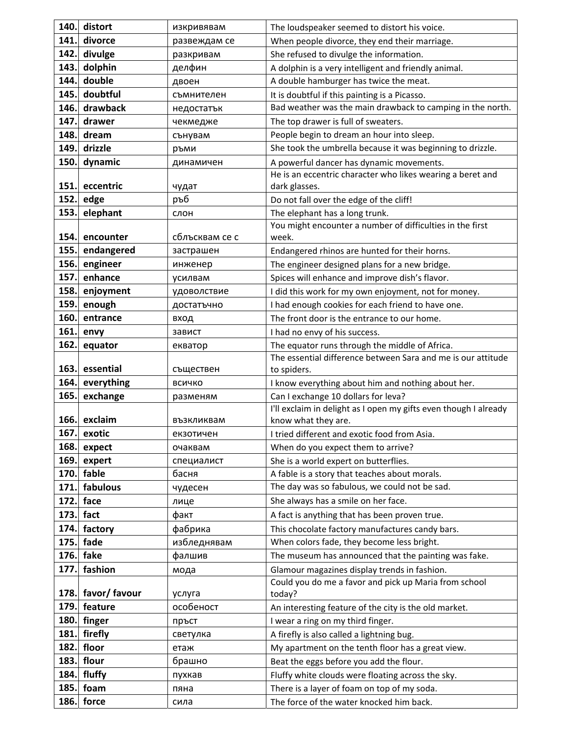| | | | |
|---|---|---|---|
| **140.** | **distort** | изкривявам | The loudspeaker seemed to distort his voice. |
| **141.** | **divorce** | развеждам се | When people divorce, they end their marriage. |
| **142.** | **divulge** | разкривам | She refused to divulge the information. |
| **143.** | **dolphin** | делфин | A dolphin is a very intelligent and friendly animal. |
| **144.** | **double** | двоен | A double hamburger has twice the meat. |
| **145.** | **doubtful** | съмнителен | It is doubtful if this painting is a Picasso. |
| **146.** | **drawback** | недостатък | Bad weather was the main drawback to camping in the north. |
| **147.** | **drawer** | чекмедже | The top drawer is full of sweaters. |
| **148.** | **dream** | сънувам | People begin to dream an hour into sleep. |
| **149.** | **drizzle** | ръми | She took the umbrella because it was beginning to drizzle. |
| **150.** | **dynamic** | динамичен | A powerful dancer has dynamic movements. |
| **151.** | **eccentric** | чудат | He is an eccentric character who likes wearing a beret and dark glasses. |
| **152.** | **edge** | ръб | Do not fall over the edge of the cliff! |
| **153.** | **elephant** | слон | The elephant has a long trunk. |
| **154.** | **encounter** | сблъсквам се с | You might encounter a number of difficulties in the first week. |
| **155.** | **endangered** | застрашен | Endangered rhinos are hunted for their horns. |
| **156.** | **engineer** | инженер | The engineer designed plans for a new bridge. |
| **157.** | **enhance** | усилвам | Spices will enhance and improve dish's flavor. |
| **158.** | **enjoyment** | удоволствие | I did this work for my own enjoyment, not for money. |
| **159.** | **enough** | достатъчно | I had enough cookies for each friend to have one. |
| **160.** | **entrance** | вход | The front door is the entrance to our home. |
| **161.** | **envy** | завист | I had no envy of his success. |
| **162.** | **equator** | екватор | The equator runs through the middle of Africa. |
| **163.** | **essential** | съществен | The essential difference between Sara and me is our attitude to spiders. |
| **164.** | **everything** | всичко | I know everything about him and nothing about her. |
| **165.** | **exchange** | разменям | Can I exchange 10 dollars for leva? |
| **166.** | **exclaim** | възкликвам | I'll exclaim in delight as I open my gifts even though I already know what they are. |
| **167.** | **exotic** | екзотичен | I tried different and exotic food from Asia. |
| **168.** | **expect** | очаквам | When do you expect them to arrive? |
| **169.** | **expert** | специалист | She is a world expert on butterflies. |
| **170.** | **fable** | басня | A fable is a story that teaches about morals. |
| **171.** | **fabulous** | чудесен | The day was so fabulous, we could not be sad. |
| **172.** | **face** | лице | She always has a smile on her face. |
| **173.** | **fact** | факт | A fact is anything that has been proven true. |
| **174.** | **factory** | фабрика | This chocolate factory manufactures candy bars. |
| **175.** | **fade** | избледнявам | When colors fade, they become less bright. |
| **176.** | **fake** | фалшив | The museum has announced that the painting was fake. |
| **177.** | **fashion** | мода | Glamour magazines display trends in fashion. |
| **178.** | **favor/ favour** | услуга | Could you do me a favor and pick up Maria from school today? |
| **179.** | **feature** | особеност | An interesting feature of the city is the old market. |
| **180.** | **finger** | пръст | I wear a ring on my third finger. |
| **181.** | **firefly** | светулка | A firefly is also called a lightning bug. |
| **182.** | **floor** | етаж | My apartment on the tenth floor has a great view. |
| **183.** | **flour** | брашно | Beat the eggs before you add the flour. |
| **184.** | **fluffy** | пухкав | Fluffy white clouds were floating across the sky. |
| **185.** | **foam** | пяна | There is a layer of foam on top of my soda. |
| **186.** | **force** | сила | The force of the water knocked him back. |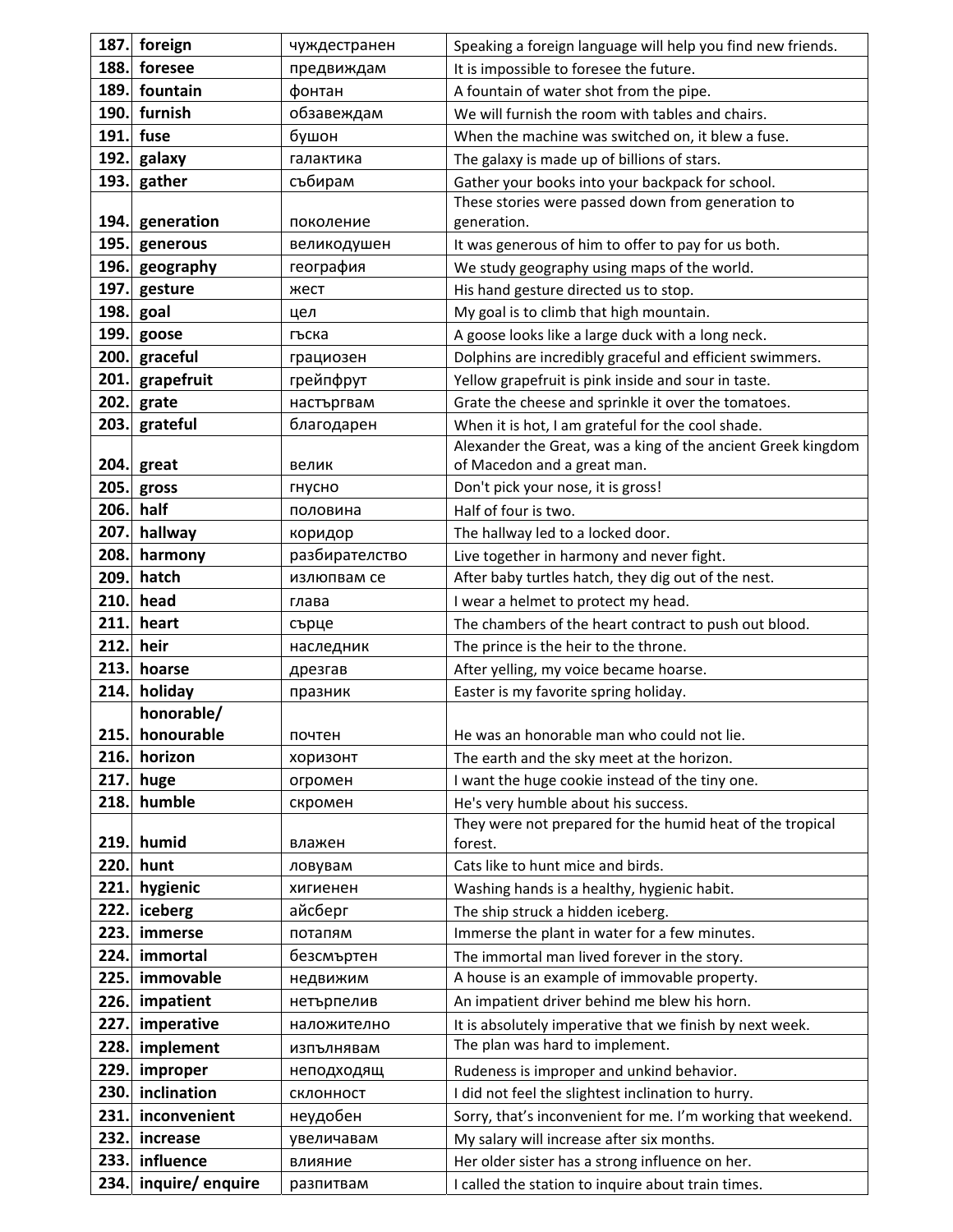| | | | |
|---|---|---|---|
| 187. | **foreign** | чуждестранен | Speaking a foreign language will help you find new friends. |
| 188. | **foresee** | предвиждам | It is impossible to foresee the future. |
| 189. | **fountain** | фонтан | A fountain of water shot from the pipe. |
| 190. | **furnish** | обзавеждам | We will furnish the room with tables and chairs. |
| 191. | **fuse** | бушон | When the machine was switched on, it blew a fuse. |
| 192. | **galaxy** | галактика | The galaxy is made up of billions of stars. |
| 193. | **gather** | събирам | Gather your books into your backpack for school. |
| 194. | **generation** | поколение | These stories were passed down from generation to generation. |
| 195. | **generous** | великодушен | It was generous of him to offer to pay for us both. |
| 196. | **geography** | география | We study geography using maps of the world. |
| 197. | **gesture** | жест | His hand gesture directed us to stop. |
| 198. | **goal** | цел | My goal is to climb that high mountain. |
| 199. | **goose** | гъска | A goose looks like a large duck with a long neck. |
| 200. | **graceful** | грациозен | Dolphins are incredibly graceful and efficient swimmers. |
| 201. | **grapefruit** | грейпфрут | Yellow grapefruit is pink inside and sour in taste. |
| 202. | **grate** | настъргвам | Grate the cheese and sprinkle it over the tomatoes. |
| 203. | **grateful** | благодарен | When it is hot, I am grateful for the cool shade. |
| 204. | **great** | велик | Alexander the Great, was a king of the ancient Greek kingdom of Macedon and a great man. |
| 205. | **gross** | гнусно | Don't pick your nose, it is gross! |
| 206. | **half** | половина | Half of four is two. |
| 207. | **hallway** | коридор | The hallway led to a locked door. |
| 208. | **harmony** | разбирателство | Live together in harmony and never fight. |
| 209. | **hatch** | излюпвам се | After baby turtles hatch, they dig out of the nest. |
| 210. | **head** | глава | I wear a helmet to protect my head. |
| 211. | **heart** | сърце | The chambers of the heart contract to push out blood. |
| 212. | **heir** | наследник | The prince is the heir to the throne. |
| 213. | **hoarse** | дрезгав | After yelling, my voice became hoarse. |
| 214. | **holiday** | празник | Easter is my favorite spring holiday. |
| 215. | **honorable/ honourable** | почтен | He was an honorable man who could not lie. |
| 216. | **horizon** | хоризонт | The earth and the sky meet at the horizon. |
| 217. | **huge** | огромен | I want the huge cookie instead of the tiny one. |
| 218. | **humble** | скромен | He's very humble about his success. |
| 219. | **humid** | влажен | They were not prepared for the humid heat of the tropical forest. |
| 220. | **hunt** | ловувам | Cats like to hunt mice and birds. |
| 221. | **hygienic** | хигиенен | Washing hands is a healthy, hygienic habit. |
| 222. | **iceberg** | айсберг | The ship struck a hidden iceberg. |
| 223. | **immerse** | потапям | Immerse the plant in water for a few minutes. |
| 224. | **immortal** | безсмъртен | The immortal man lived forever in the story. |
| 225. | **immovable** | недвижим | A house is an example of immovable property. |
| 226. | **impatient** | нетърпелив | An impatient driver behind me blew his horn. |
| 227. | **imperative** | наложително | It is absolutely imperative that we finish by next week. |
| 228. | **implement** | изпълнявам | The plan was hard to implement. |
| 229. | **improper** | неподходящ | Rudeness is improper and unkind behavior. |
| 230. | **inclination** | склонност | I did not feel the slightest inclination to hurry. |
| 231. | **inconvenient** | неудобен | Sorry, that's inconvenient for me. I'm working that weekend. |
| 232. | **increase** | увеличавам | My salary will increase after six months. |
| 233. | **influence** | влияние | Her older sister has a strong influence on her. |
| 234. | **inquire/ enquire** | разпитвам | I called the station to inquire about train times. |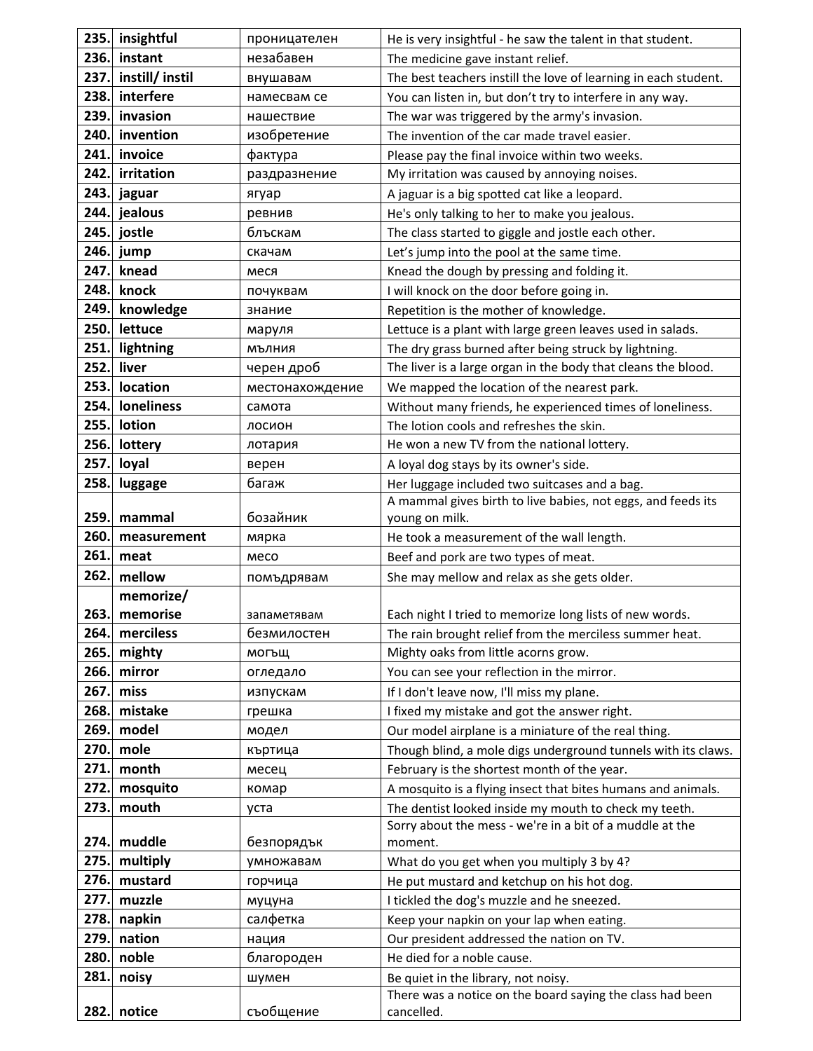| | | | |
|---|---|---|---|
| 235. | **insightful** | проницателен | He is very insightful - he saw the talent in that student. |
| 236. | **instant** | незабавен | The medicine gave instant relief. |
| 237. | **instill/ instil** | внушавам | The best teachers instill the love of learning in each student. |
| 238. | **interfere** | намесвам се | You can listen in, but don't try to interfere in any way. |
| 239. | **invasion** | нашествие | The war was triggered by the army's invasion. |
| 240. | **invention** | изобретение | The invention of the car made travel easier. |
| 241. | **invoice** | фактура | Please pay the final invoice within two weeks. |
| 242. | **irritation** | раздразнение | My irritation was caused by annoying noises. |
| 243. | **jaguar** | ягуар | A jaguar is a big spotted cat like a leopard. |
| 244. | **jealous** | ревнив | He's only talking to her to make you jealous. |
| 245. | **jostle** | блъскам | The class started to giggle and jostle each other. |
| 246. | **jump** | скачам | Let's jump into the pool at the same time. |
| 247. | **knead** | меся | Knead the dough by pressing and folding it. |
| 248. | **knock** | почуквам | I will knock on the door before going in. |
| 249. | **knowledge** | знание | Repetition is the mother of knowledge. |
| 250. | **lettuce** | маруля | Lettuce is a plant with large green leaves used in salads. |
| 251. | **lightning** | мълния | The dry grass burned after being struck by lightning. |
| 252. | **liver** | черен дроб | The liver is a large organ in the body that cleans the blood. |
| 253. | **location** | местонахождение | We mapped the location of the nearest park. |
| 254. | **loneliness** | самота | Without many friends, he experienced times of loneliness. |
| 255. | **lotion** | лосион | The lotion cools and refreshes the skin. |
| 256. | **lottery** | лотария | He won a new TV from the national lottery. |
| 257. | **loyal** | верен | A loyal dog stays by its owner's side. |
| 258. | **luggage** | багаж | Her luggage included two suitcases and a bag. |
| 259. | **mammal** | бозайник | A mammal gives birth to live babies, not eggs, and feeds its young on milk. |
| 260. | **measurement** | мярка | He took a measurement of the wall length. |
| 261. | **meat** | месо | Beef and pork are two types of meat. |
| 262. | **mellow** | помъдрявам | She may mellow and relax as she gets older. |
| 263. | **memorize/ memorise** | запаметявам | Each night I tried to memorize long lists of new words. |
| 264. | **merciless** | безмилостен | The rain brought relief from the merciless summer heat. |
| 265. | **mighty** | могъщ | Mighty oaks from little acorns grow. |
| 266. | **mirror** | огледало | You can see your reflection in the mirror. |
| 267. | **miss** | изпускам | If I don't leave now, I'll miss my plane. |
| 268. | **mistake** | грешка | I fixed my mistake and got the answer right. |
| 269. | **model** | модел | Our model airplane is a miniature of the real thing. |
| 270. | **mole** | къртица | Though blind, a mole digs underground tunnels with its claws. |
| 271. | **month** | месец | February is the shortest month of the year. |
| 272. | **mosquito** | комар | A mosquito is a flying insect that bites humans and animals. |
| 273. | **mouth** | уста | The dentist looked inside my mouth to check my teeth. |
| 274. | **muddle** | безпорядък | Sorry about the mess - we're in a bit of a muddle at the moment. |
| 275. | **multiply** | умножавам | What do you get when you multiply 3 by 4? |
| 276. | **mustard** | горчица | He put mustard and ketchup on his hot dog. |
| 277. | **muzzle** | муцуна | I tickled the dog's muzzle and he sneezed. |
| 278. | **napkin** | салфетка | Keep your napkin on your lap when eating. |
| 279. | **nation** | нация | Our president addressed the nation on TV. |
| 280. | **noble** | благороден | He died for a noble cause. |
| 281. | **noisy** | шумен | Be quiet in the library, not noisy. |
| 282. | **notice** | съобщение | There was a notice on the board saying the class had been cancelled. |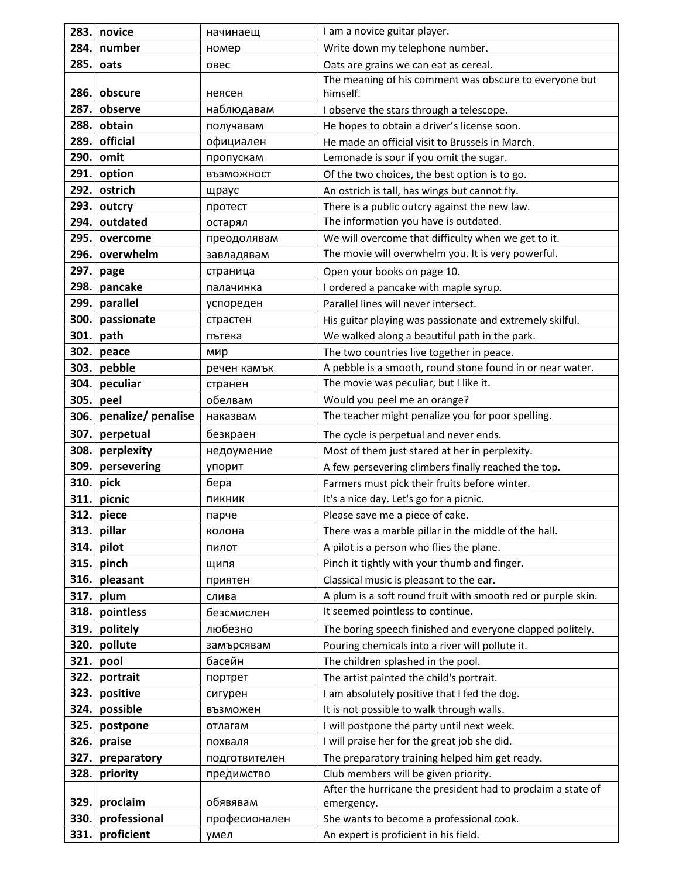| | | | |
|---|---|---|---|
| 283. | **novice** | начинаещ | I am a novice guitar player. |
| 284. | **number** | номер | Write down my telephone number. |
| 285. | **oats** | овес | Oats are grains we can eat as cereal. |
| 286. | **obscure** | неясен | The meaning of his comment was obscure to everyone but himself. |
| 287. | **observe** | наблюдавам | I observe the stars through a telescope. |
| 288. | **obtain** | получавам | He hopes to obtain a driver's license soon. |
| 289. | **official** | официален | He made an official visit to Brussels in March. |
| 290. | **omit** | пропускам | Lemonade is sour if you omit the sugar. |
| 291. | **option** | възможност | Of the two choices, the best option is to go. |
| 292. | **ostrich** | щраус | An ostrich is tall, has wings but cannot fly. |
| 293. | **outcry** | протест | There is a public outcry against the new law. |
| 294. | **outdated** | остарял | The information you have is outdated. |
| 295. | **overcome** | преодолявам | We will overcome that difficulty when we get to it. |
| 296. | **overwhelm** | завладявам | The movie will overwhelm you. It is very powerful. |
| 297. | **page** | страница | Open your books on page 10. |
| 298. | **pancake** | палачинка | I ordered a pancake with maple syrup. |
| 299. | **parallel** | успореден | Parallel lines will never intersect. |
| 300. | **passionate** | страстен | His guitar playing was passionate and extremely skilful. |
| 301. | **path** | пътека | We walked along a beautiful path in the park. |
| 302. | **peace** | мир | The two countries live together in peace. |
| 303. | **pebble** | речен камък | A pebble is a smooth, round stone found in or near water. |
| 304. | **peculiar** | странен | The movie was peculiar, but I like it. |
| 305. | **peel** | обелвам | Would you peel me an orange? |
| 306. | **penalize/ penalise** | наказвам | The teacher might penalize you for poor spelling. |
| 307. | **perpetual** | безкраен | The cycle is perpetual and never ends. |
| 308. | **perplexity** | недоумение | Most of them just stared at her in perplexity. |
| 309. | **persevering** | упорит | A few persevering climbers finally reached the top. |
| 310. | **pick** | бера | Farmers must pick their fruits before winter. |
| 311. | **picnic** | пикник | It's a nice day. Let's go for a picnic. |
| 312. | **piece** | парче | Please save me a piece of cake. |
| 313. | **pillar** | колона | There was a marble pillar in the middle of the hall. |
| 314. | **pilot** | пилот | A pilot is a person who flies the plane. |
| 315. | **pinch** | щипя | Pinch it tightly with your thumb and finger. |
| 316. | **pleasant** | приятен | Classical music is pleasant to the ear. |
| 317. | **plum** | слива | A plum is a soft round fruit with smooth red or purple skin. |
| 318. | **pointless** | безсмислен | It seemed pointless to continue. |
| 319. | **politely** | любезно | The boring speech finished and everyone clapped politely. |
| 320. | **pollute** | замърсявам | Pouring chemicals into a river will pollute it. |
| 321. | **pool** | басейн | The children splashed in the pool. |
| 322. | **portrait** | портрет | The artist painted the child's portrait. |
| 323. | **positive** | сигурен | I am absolutely positive that I fed the dog. |
| 324. | **possible** | възможен | It is not possible to walk through walls. |
| 325. | **postpone** | отлагам | I will postpone the party until next week. |
| 326. | **praise** | похваля | I will praise her for the great job she did. |
| 327. | **preparatory** | подготвителен | The preparatory training helped him get ready. |
| 328. | **priority** | предимство | Club members will be given priority. |
| 329. | **proclaim** | обявявам | After the hurricane the president had to proclaim a state of emergency. |
| 330. | **professional** | професионален | She wants to become a professional cook. |
| 331. | **proficient** | умел | An expert is proficient in his field. |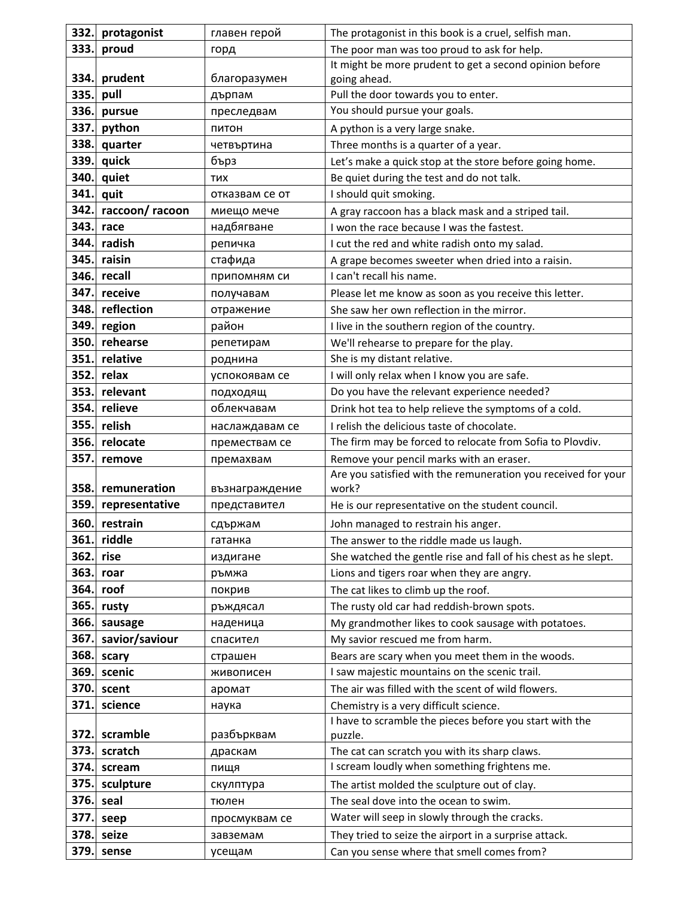| | | | |
|---|---|---|---|
| 332. | **protagonist** | главен герой | The protagonist in this book is a cruel, selfish man. |
| 333. | **proud** | горд | The poor man was too proud to ask for help. |
| 334. | **prudent** | благоразумен | It might be more prudent to get a second opinion before going ahead. |
| 335. | **pull** | дърпам | Pull the door towards you to enter. |
| 336. | **pursue** | преследвам | You should pursue your goals. |
| 337. | **python** | питон | A python is a very large snake. |
| 338. | **quarter** | четвъртина | Three months is a quarter of a year. |
| 339. | **quick** | бърз | Let's make a quick stop at the store before going home. |
| 340. | **quiet** | тих | Be quiet during the test and do not talk. |
| 341. | **quit** | отказвам се от | I should quit smoking. |
| 342. | **raccoon/ racoon** | миещо мече | A gray raccoon has a black mask and a striped tail. |
| 343. | **race** | надбягване | I won the race because I was the fastest. |
| 344. | **radish** | репичка | I cut the red and white radish onto my salad. |
| 345. | **raisin** | стафида | A grape becomes sweeter when dried into a raisin. |
| 346. | **recall** | припомням си | I can't recall his name. |
| 347. | **receive** | получавам | Please let me know as soon as you receive this letter. |
| 348. | **reflection** | отражение | She saw her own reflection in the mirror. |
| 349. | **region** | район | I live in the southern region of the country. |
| 350. | **rehearse** | репетирам | We'll rehearse to prepare for the play. |
| 351. | **relative** | роднина | She is my distant relative. |
| 352. | **relax** | успокоявам се | I will only relax when I know you are safe. |
| 353. | **relevant** | подходящ | Do you have the relevant experience needed? |
| 354. | **relieve** | облекчавам | Drink hot tea to help relieve the symptoms of a cold. |
| 355. | **relish** | наслаждавам се | I relish the delicious taste of chocolate. |
| 356. | **relocate** | премествам се | The firm may be forced to relocate from Sofia to Plovdiv. |
| 357. | **remove** | премахвам | Remove your pencil marks with an eraser. |
| 358. | **remuneration** | възнаграждение | Are you satisfied with the remuneration you received for your work? |
| 359. | **representative** | представител | He is our representative on the student council. |
| 360. | **restrain** | сдържам | John managed to restrain his anger. |
| 361. | **riddle** | гатанка | The answer to the riddle made us laugh. |
| 362. | **rise** | издигане | She watched the gentle rise and fall of his chest as he slept. |
| 363. | **roar** | ръмжа | Lions and tigers roar when they are angry. |
| 364. | **roof** | покрив | The cat likes to climb up the roof. |
| 365. | **rusty** | ръждясал | The rusty old car had reddish-brown spots. |
| 366. | **sausage** | наденица | My grandmother likes to cook sausage with potatoes. |
| 367. | **savior/saviour** | спасител | My savior rescued me from harm. |
| 368. | **scary** | страшен | Bears are scary when you meet them in the woods. |
| 369. | **scenic** | живописен | I saw majestic mountains on the scenic trail. |
| 370. | **scent** | аромат | The air was filled with the scent of wild flowers. |
| 371. | **science** | наука | Chemistry is a very difficult science. |
| 372. | **scramble** | разбърквам | I have to scramble the pieces before you start with the puzzle. |
| 373. | **scratch** | драскам | The cat can scratch you with its sharp claws. |
| 374. | **scream** | пищя | I scream loudly when something frightens me. |
| 375. | **sculpture** | скулптура | The artist molded the sculpture out of clay. |
| 376. | **seal** | тюлен | The seal dove into the ocean to swim. |
| 377. | **seep** | просмуквам се | Water will seep in slowly through the cracks. |
| 378. | **seize** | завземам | They tried to seize the airport in a surprise attack. |
| 379. | **sense** | усещам | Can you sense where that smell comes from? |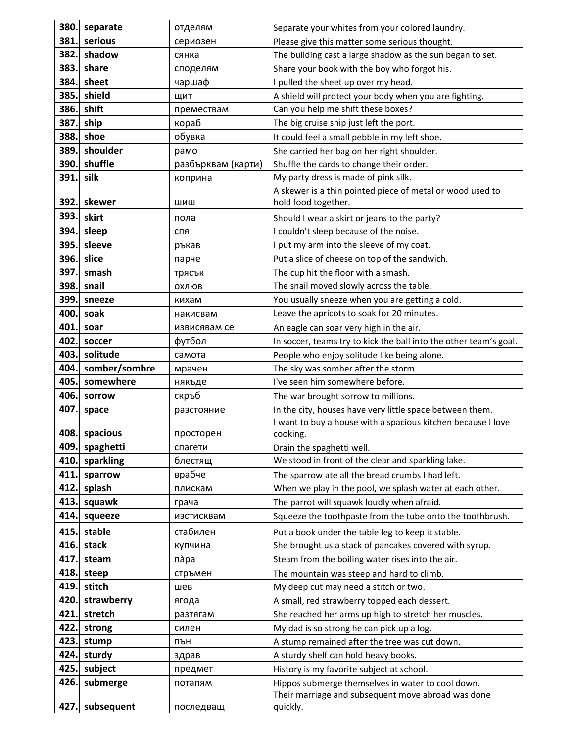| | | | |
|---|---|---|---|
| **380.** | **separate** | отделям | Separate your whites from your colored laundry. |
| **381.** | **serious** | сериозен | Please give this matter some serious thought. |
| **382.** | **shadow** | сянка | The building cast a large shadow as the sun began to set. |
| **383.** | **share** | споделям | Share your book with the boy who forgot his. |
| **384.** | **sheet** | чаршаф | I pulled the sheet up over my head. |
| **385.** | **shield** | щит | A shield will protect your body when you are fighting. |
| **386.** | **shift** | премествам | Can you help me shift these boxes? |
| **387.** | **ship** | кораб | The big cruise ship just left the port. |
| **388.** | **shoe** | обувка | It could feel a small pebble in my left shoe. |
| **389.** | **shoulder** | рамо | She carried her bag on her right shoulder. |
| **390.** | **shuffle** | разбърквам (карти) | Shuffle the cards to change their order. |
| **391.** | **silk** | коприна | My party dress is made of pink silk. |
| **392.** | **skewer** | шиш | A skewer is a thin pointed piece of metal or wood used to hold food together. |
| **393.** | **skirt** | пола | Should I wear a skirt or jeans to the party? |
| **394.** | **sleep** | спя | I couldn't sleep because of the noise. |
| **395.** | **sleeve** | ръкав | I put my arm into the sleeve of my coat. |
| **396.** | **slice** | парче | Put a slice of cheese on top of the sandwich. |
| **397.** | **smash** | трясък | The cup hit the floor with a smash. |
| **398.** | **snail** | охлюв | The snail moved slowly across the table. |
| **399.** | **sneeze** | кихам | You usually sneeze when you are getting a cold. |
| **400.** | **soak** | накисвам | Leave the apricots to soak for 20 minutes. |
| **401.** | **soar** | извисявам се | An eagle can soar very high in the air. |
| **402.** | **soccer** | футбол | In soccer, teams try to kick the ball into the other team's goal. |
| **403.** | **solitude** | самота | People who enjoy solitude like being alone. |
| **404.** | **somber/sombre** | мрачен | The sky was somber after the storm. |
| **405.** | **somewhere** | някъде | I've seen him somewhere before. |
| **406.** | **sorrow** | скръб | The war brought sorrow to millions. |
| **407.** | **space** | разстояние | In the city, houses have very little space between them. |
| **408.** | **spacious** | просторен | I want to buy a house with a spacious kitchen because I love cooking. |
| **409.** | **spaghetti** | спагети | Drain the spaghetti well. |
| **410.** | **sparkling** | блестящ | We stood in front of the clear and sparkling lake. |
| **411.** | **sparrow** | врабче | The sparrow ate all the bread crumbs I had left. |
| **412.** | **splash** | плискам | When we play in the pool, we splash water at each other. |
| **413.** | **squawk** | грача | The parrot will squawk loudly when afraid. |
| **414.** | **squeeze** | изстисквам | Squeeze the toothpaste from the tube onto the toothbrush. |
| **415.** | **stable** | стабилен | Put a book under the table leg to keep it stable. |
| **416.** | **stack** | купчина | She brought us a stack of pancakes covered with syrup. |
| **417.** | **steam** | пàра | Steam from the boiling water rises into the air. |
| **418.** | **steep** | стръмен | The mountain was steep and hard to climb. |
| **419.** | **stitch** | шев | My deep cut may need a stitch or two. |
| **420.** | **strawberry** | ягода | A small, red strawberry topped each dessert. |
| **421.** | **stretch** | разтягам | She reached her arms up high to stretch her muscles. |
| **422.** | **strong** | силен | My dad is so strong he can pick up a log. |
| **423.** | **stump** | пън | A stump remained after the tree was cut down. |
| **424.** | **sturdy** | здрав | A sturdy shelf can hold heavy books. |
| **425.** | **subject** | предмет | History is my favorite subject at school. |
| **426.** | **submerge** | потапям | Hippos submerge themselves in water to cool down. |
| **427.** | **subsequent** | последващ | Their marriage and subsequent move abroad was done quickly. |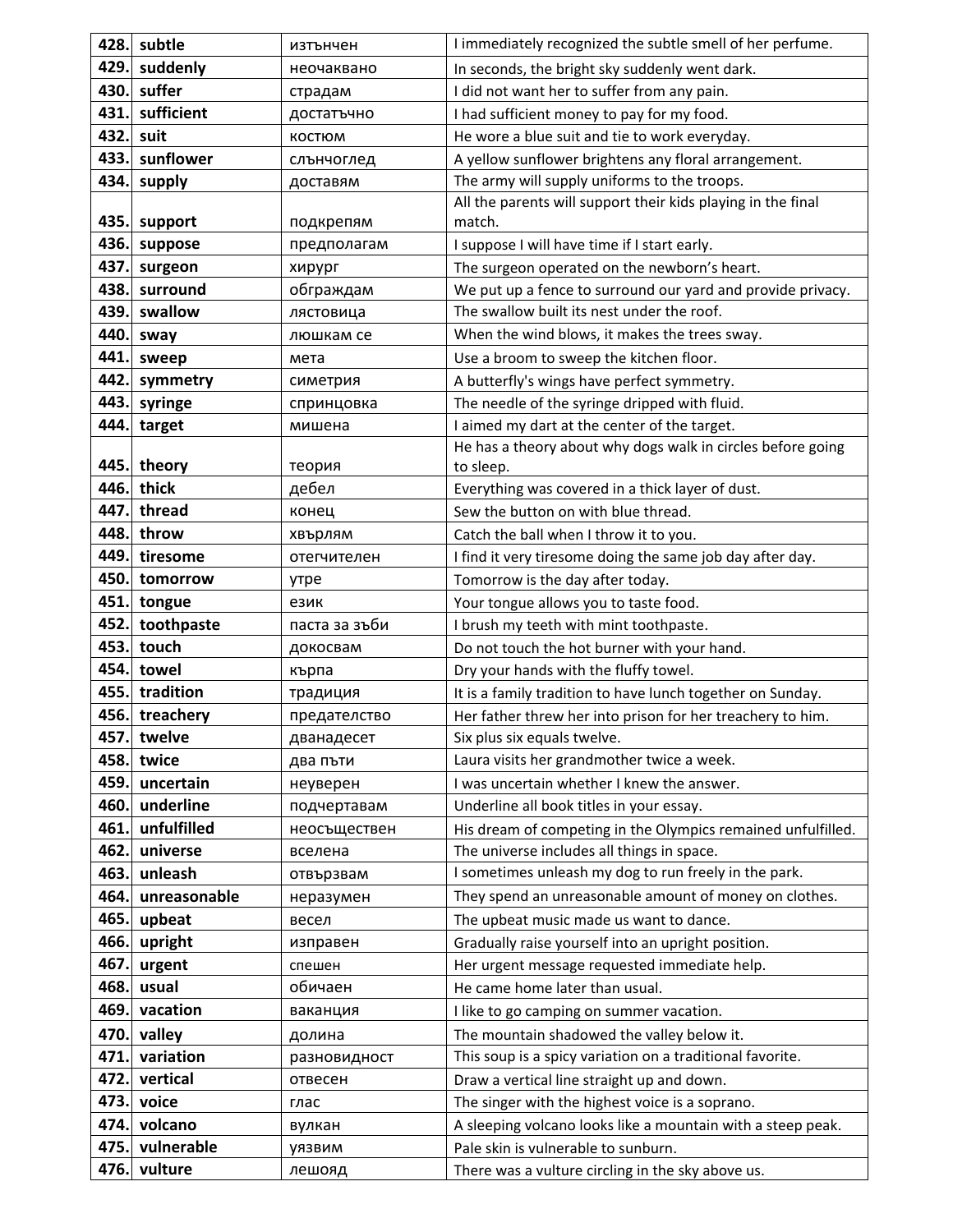| 428. | subtle | изтънчен | I immediately recognized the subtle smell of her perfume. |
|---|---|---|---|
| 429. | suddenly | неочаквано | In seconds, the bright sky suddenly went dark. |
| 430. | suffer | страдам | I did not want her to suffer from any pain. |
| 431. | sufficient | достатъчно | I had sufficient money to pay for my food. |
| 432. | suit | костюм | He wore a blue suit and tie to work everyday. |
| 433. | sunflower | слънчоглед | A yellow sunflower brightens any floral arrangement. |
| 434. | supply | доставям | The army will supply uniforms to the troops. |
| 435. | support | подкрепям | All the parents will support their kids playing in the final match. |
| 436. | suppose | предполагам | I suppose I will have time if I start early. |
| 437. | surgeon | хирург | The surgeon operated on the newborn's heart. |
| 438. | surround | обграждам | We put up a fence to surround our yard and provide privacy. |
| 439. | swallow | лястовица | The swallow built its nest under the roof. |
| 440. | sway | люшкам се | When the wind blows, it makes the trees sway. |
| 441. | sweep | мета | Use a broom to sweep the kitchen floor. |
| 442. | symmetry | симетрия | A butterfly's wings have perfect symmetry. |
| 443. | syringe | спринцовка | The needle of the syringe dripped with fluid. |
| 444. | target | мишена | I aimed my dart at the center of the target. |
| 445. | theory | теория | He has a theory about why dogs walk in circles before going to sleep. |
| 446. | thick | дебел | Everything was covered in a thick layer of dust. |
| 447. | thread | конец | Sew the button on with blue thread. |
| 448. | throw | хвърлям | Catch the ball when I throw it to you. |
| 449. | tiresome | отегчителен | I find it very tiresome doing the same job day after day. |
| 450. | tomorrow | утре | Tomorrow is the day after today. |
| 451. | tongue | език | Your tongue allows you to taste food. |
| 452. | toothpaste | паста за зъби | I brush my teeth with mint toothpaste. |
| 453. | touch | докосвам | Do not touch the hot burner with your hand. |
| 454. | towel | кърпа | Dry your hands with the fluffy towel. |
| 455. | tradition | традиция | It is a family tradition to have lunch together on Sunday. |
| 456. | treachery | предателство | Her father threw her into prison for her treachery to him. |
| 457. | twelve | дванадесет | Six plus six equals twelve. |
| 458. | twice | два пъти | Laura visits her grandmother twice a week. |
| 459. | uncertain | неуверен | I was uncertain whether I knew the answer. |
| 460. | underline | подчертавам | Underline all book titles in your essay. |
| 461. | unfulfilled | неосъществен | His dream of competing in the Olympics remained unfulfilled. |
| 462. | universe | вселена | The universe includes all things in space. |
| 463. | unleash | отвързвам | I sometimes unleash my dog to run freely in the park. |
| 464. | unreasonable | неразумен | They spend an unreasonable amount of money on clothes. |
| 465. | upbeat | весел | The upbeat music made us want to dance. |
| 466. | upright | изправен | Gradually raise yourself into an upright position. |
| 467. | urgent | спешен | Her urgent message requested immediate help. |
| 468. | usual | обичаен | He came home later than usual. |
| 469. | vacation | ваканция | I like to go camping on summer vacation. |
| 470. | valley | долина | The mountain shadowed the valley below it. |
| 471. | variation | разновидност | This soup is a spicy variation on a traditional favorite. |
| 472. | vertical | отвесен | Draw a vertical line straight up and down. |
| 473. | voice | глас | The singer with the highest voice is a soprano. |
| 474. | volcano | вулкан | A sleeping volcano looks like a mountain with a steep peak. |
| 475. | vulnerable | уязвим | Pale skin is vulnerable to sunburn. |
| 476. | vulture | лешояд | There was a vulture circling in the sky above us. |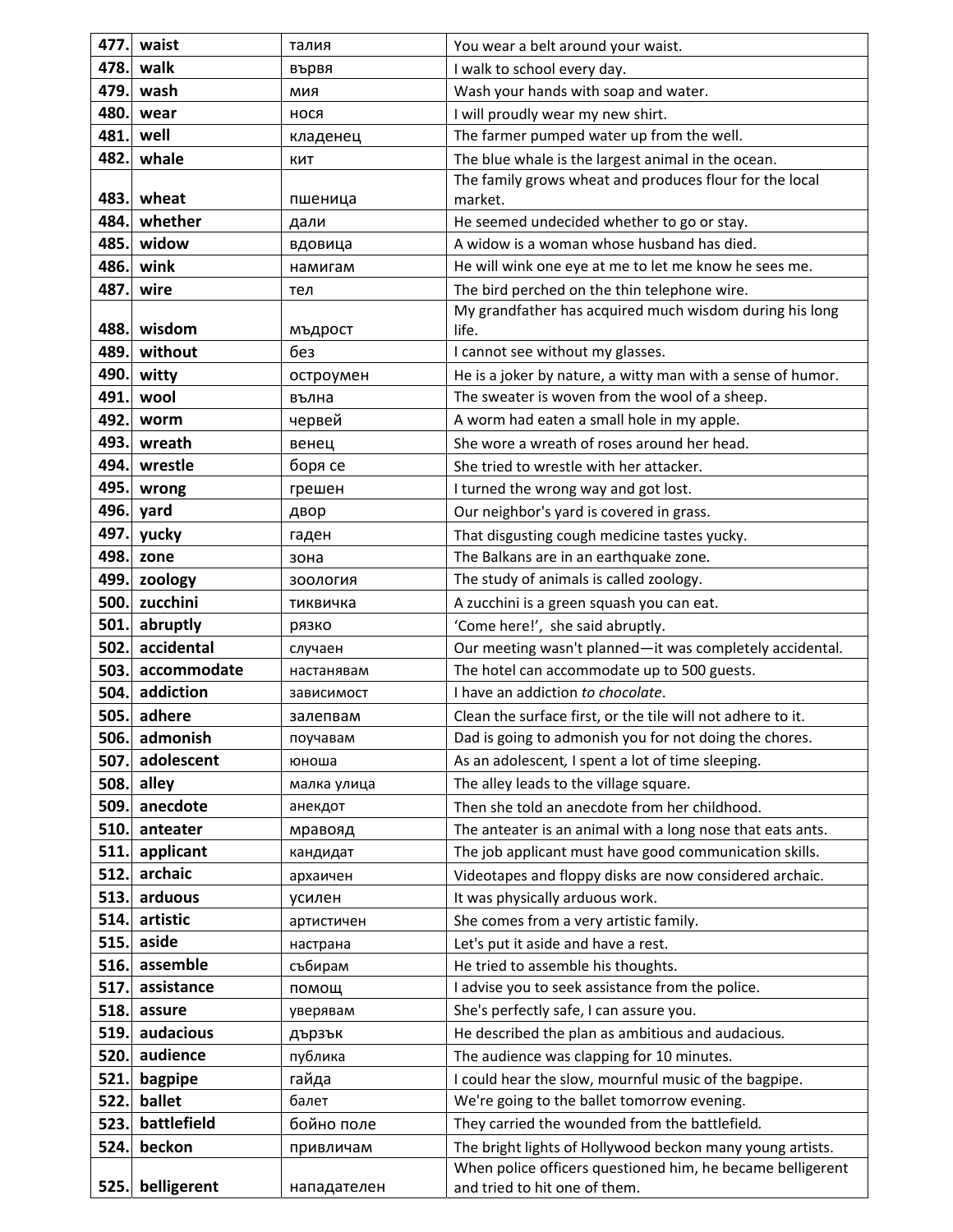| | | | |
|---|---|---|---|
| 477. | **waist** | талия | You wear a belt around your waist. |
| 478. | **walk** | вървя | I walk to school every day. |
| 479. | **wash** | мия | Wash your hands with soap and water. |
| 480. | **wear** | нося | I will proudly wear my new shirt. |
| 481. | **well** | кладенец | The farmer pumped water up from the well. |
| 482. | **whale** | кит | The blue whale is the largest animal in the ocean. |
| 483. | **wheat** | пшеница | The family grows wheat and produces flour for the local market. |
| 484. | **whether** | дали | He seemed undecided whether to go or stay. |
| 485. | **widow** | вдовица | A widow is a woman whose husband has died. |
| 486. | **wink** | намигам | He will wink one eye at me to let me know he sees me. |
| 487. | **wire** | тел | The bird perched on the thin telephone wire. |
| 488. | **wisdom** | мъдрост | My grandfather has acquired much wisdom during his long life. |
| 489. | **without** | без | I cannot see without my glasses. |
| 490. | **witty** | остроумен | He is a joker by nature, a witty man with a sense of humor. |
| 491. | **wool** | вълна | The sweater is woven from the wool of a sheep. |
| 492. | **worm** | червей | A worm had eaten a small hole in my apple. |
| 493. | **wreath** | венец | She wore a wreath of roses around her head. |
| 494. | **wrestle** | боря се | She tried to wrestle with her attacker. |
| 495. | **wrong** | грешен | I turned the wrong way and got lost. |
| 496. | **yard** | двор | Our neighbor's yard is covered in grass. |
| 497. | **yucky** | гаден | That disgusting cough medicine tastes yucky. |
| 498. | **zone** | зона | The Balkans are in an earthquake zone. |
| 499. | **zoology** | зоология | The study of animals is called zoology. |
| 500. | **zucchini** | тиквичка | A zucchini is a green squash you can eat. |
| 501. | **abruptly** | рязко | 'Come here!', she said abruptly. |
| 502. | **accidental** | случаен | Our meeting wasn't planned—it was completely accidental. |
| 503. | **accommodate** | настанявам | The hotel can accommodate up to 500 guests. |
| 504. | **addiction** | зависимост | I have an addiction *to chocolate*. |
| 505. | **adhere** | залепвам | Clean the surface first, or the tile will not adhere to it. |
| 506. | **admonish** | поучавам | Dad is going to admonish you for not doing the chores. |
| 507. | **adolescent** | юноша | As an adolescent, I spent a lot of time sleeping. |
| 508. | **alley** | малка улица | The alley leads to the village square. |
| 509. | **anecdote** | анекдот | Then she told an anecdote from her childhood. |
| 510. | **anteater** | мравояд | The anteater is an animal with a long nose that eats ants. |
| 511. | **applicant** | кандидат | The job applicant must have good communication skills. |
| 512. | **archaic** | архаичен | Videotapes and floppy disks are now considered archaic. |
| 513. | **arduous** | усилен | It was physically arduous work. |
| 514. | **artistic** | артистичен | She comes from a very artistic family. |
| 515. | **aside** | настрана | Let's put it aside and have a rest. |
| 516. | **assemble** | събирам | He tried to assemble his thoughts. |
| 517. | **assistance** | помощ | I advise you to seek assistance from the police. |
| 518. | **assure** | уверявам | She's perfectly safe, I can assure you. |
| 519. | **audacious** | дързък | He described the plan as ambitious and audacious. |
| 520. | **audience** | публика | The audience was clapping for 10 minutes. |
| 521. | **bagpipe** | гайда | I could hear the slow, mournful music of the bagpipe. |
| 522. | **ballet** | балет | We're going to the ballet tomorrow evening. |
| 523. | **battlefield** | бойно поле | They carried the wounded from the battlefield. |
| 524. | **beckon** | привличам | The bright lights of Hollywood beckon many young artists. |
| 525. | **belligerent** | нападателен | When police officers questioned him, he became belligerent and tried to hit one of them. |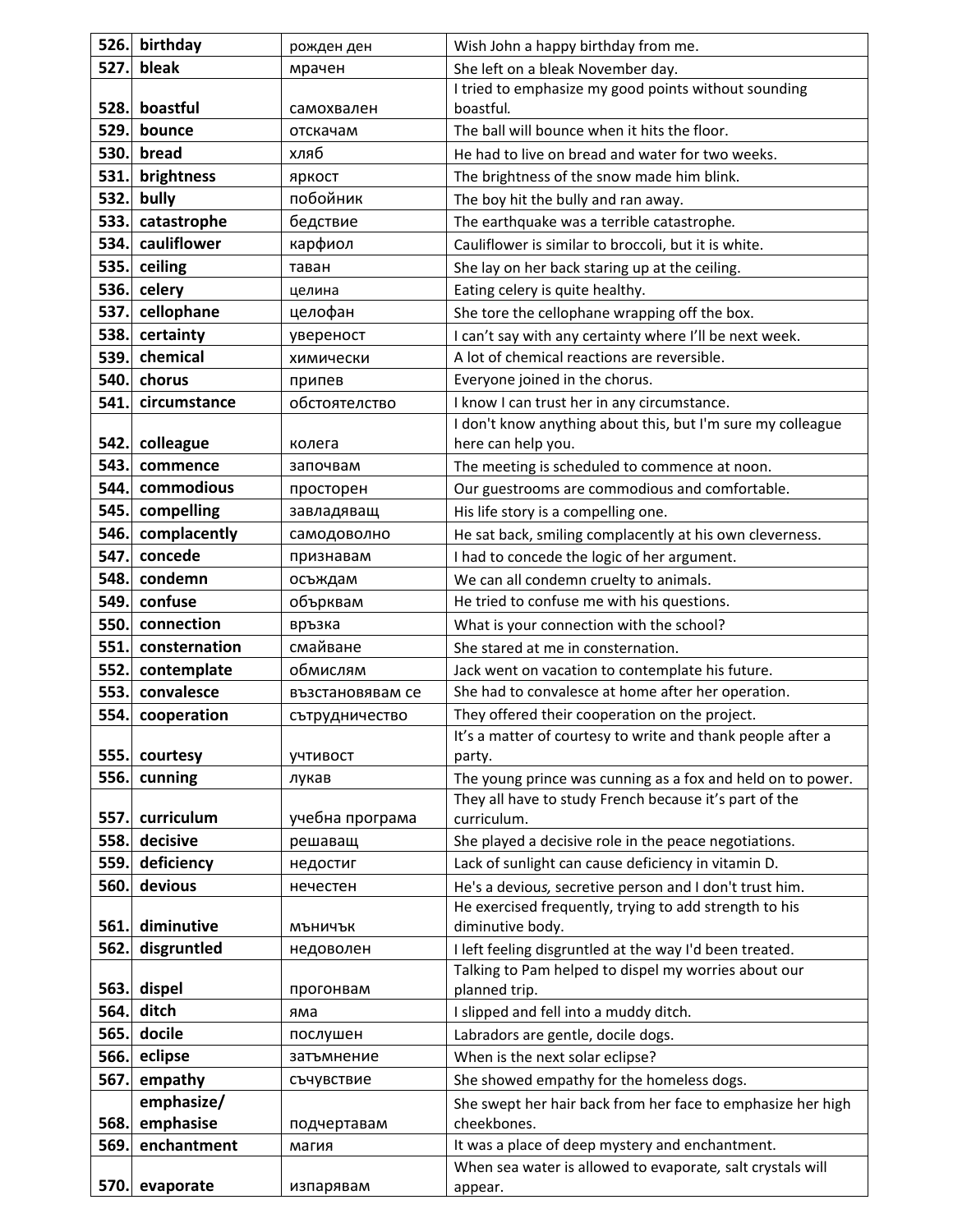| | | | |
|---|---|---|---|
| 526. | **birthday** | рожден ден | Wish John a happy birthday from me. |
| 527. | **bleak** | мрачен | She left on a bleak November day. |
| 528. | **boastful** | самохвален | I tried to emphasize my good points without sounding boastful. |
| 529. | **bounce** | отскачам | The ball will bounce when it hits the floor. |
| 530. | **bread** | хляб | He had to live on bread and water for two weeks. |
| 531. | **brightness** | яркост | The brightness of the snow made him blink. |
| 532. | **bully** | побойник | The boy hit the bully and ran away. |
| 533. | **catastrophe** | бедствие | The earthquake was a terrible catastrophe. |
| 534. | **cauliflower** | карфиол | Cauliflower is similar to broccoli, but it is white. |
| 535. | **ceiling** | таван | She lay on her back staring up at the ceiling. |
| 536. | **celery** | целина | Eating celery is quite healthy. |
| 537. | **cellophane** | целофан | She tore the cellophane wrapping off the box. |
| 538. | **certainty** | увереност | I can't say with any certainty where I'll be next week. |
| 539. | **chemical** | химически | A lot of chemical reactions are reversible. |
| 540. | **chorus** | припев | Everyone joined in the chorus. |
| 541. | **circumstance** | обстоятелство | I know I can trust her in any circumstance. |
| 542. | **colleague** | колега | I don't know anything about this, but I'm sure my colleague here can help you. |
| 543. | **commence** | започвам | The meeting is scheduled to commence at noon. |
| 544. | **commodious** | просторен | Our guestrooms are commodious and comfortable. |
| 545. | **compelling** | завладяващ | His life story is a compelling one. |
| 546. | **complacently** | самодоволно | He sat back, smiling complacently at his own cleverness. |
| 547. | **concede** | признавам | I had to concede the logic of her argument. |
| 548. | **condemn** | осъждам | We can all condemn cruelty to animals. |
| 549. | **confuse** | обърквам | He tried to confuse me with his questions. |
| 550. | **connection** | връзка | What is your connection with the school? |
| 551. | **consternation** | смайване | She stared at me in consternation. |
| 552. | **contemplate** | обмислям | Jack went on vacation to contemplate his future. |
| 553. | **convalesce** | възстановявам се | She had to convalesce at home after her operation. |
| 554. | **cooperation** | сътрудничество | They offered their cooperation on the project. |
| 555. | **courtesy** | учтивост | It's a matter of courtesy to write and thank people after a party. |
| 556. | **cunning** | лукав | The young prince was cunning as a fox and held on to power. |
| 557. | **curriculum** | учебна програма | They all have to study French because it's part of the curriculum. |
| 558. | **decisive** | решаващ | She played a decisive role in the peace negotiations. |
| 559. | **deficiency** | недостиг | Lack of sunlight can cause deficiency in vitamin D. |
| 560. | **devious** | нечестен | He's a devious, secretive person and I don't trust him. |
| 561. | **diminutive** | мъничък | He exercised frequently, trying to add strength to his diminutive body. |
| 562. | **disgruntled** | недоволен | I left feeling disgruntled at the way I'd been treated. |
| 563. | **dispel** | прогонвам | Talking to Pam helped to dispel my worries about our planned trip. |
| 564. | **ditch** | яма | I slipped and fell into a muddy ditch. |
| 565. | **docile** | послушен | Labradors are gentle, docile dogs. |
| 566. | **eclipse** | затъмнение | When is the next solar eclipse? |
| 567. | **empathy** | съчувствие | She showed empathy for the homeless dogs. |
| 568. | **emphasize/ emphasise** | подчертавам | She swept her hair back from her face to emphasize her high cheekbones. |
| 569. | **enchantment** | магия | It was a place of deep mystery and enchantment. |
| 570. | **evaporate** | изпарявам | When sea water is allowed to evaporate, salt crystals will appear. |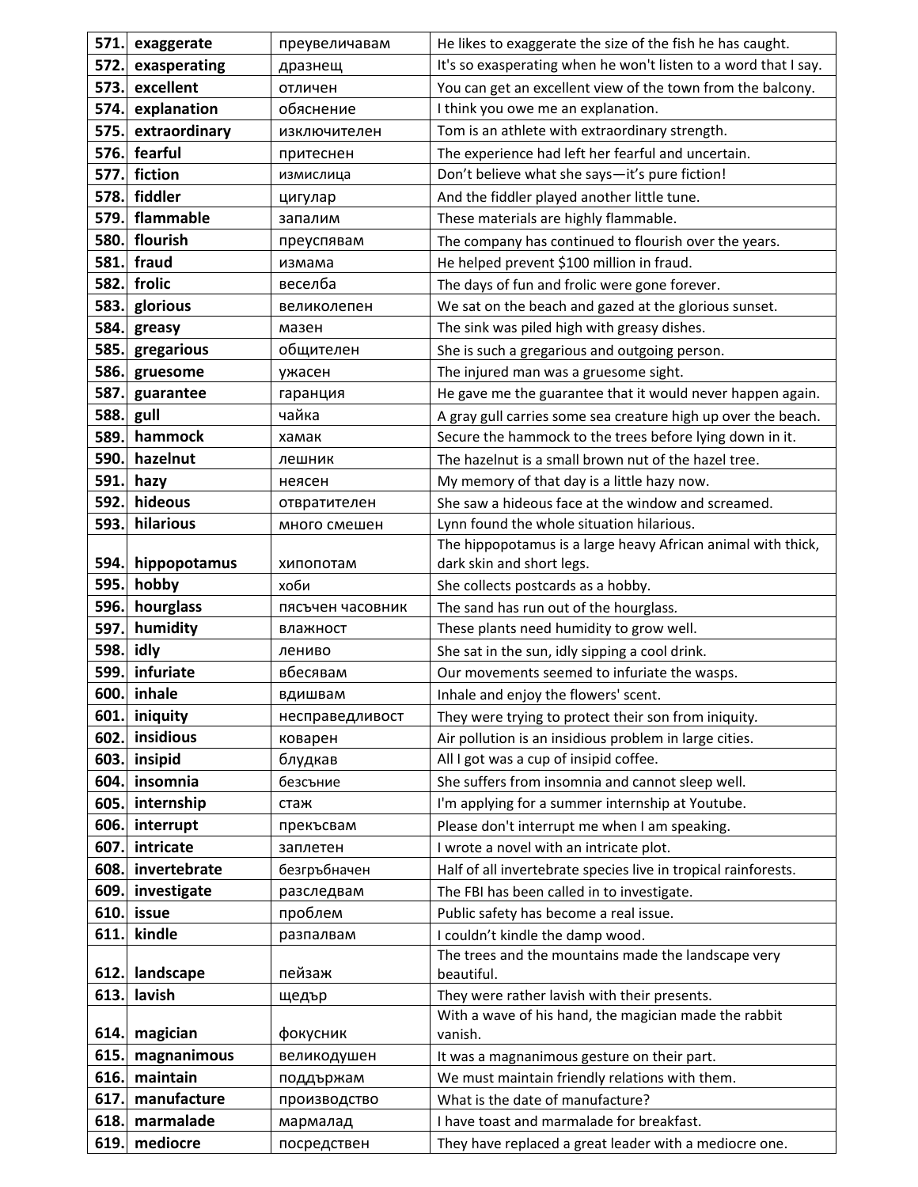| | | | |
|---|---|---|---|
| **571.** | **exaggerate** | преувеличавам | He likes to exaggerate the size of the fish he has caught. |
| **572.** | **exasperating** | дразнещ | It's so exasperating when he won't listen to a word that I say. |
| **573.** | **excellent** | отличен | You can get an excellent view of the town from the balcony. |
| **574.** | **explanation** | обяснение | I think you owe me an explanation. |
| **575.** | **extraordinary** | изключителен | Tom is an athlete with extraordinary strength. |
| **576.** | **fearful** | притеснен | The experience had left her fearful and uncertain. |
| **577.** | **fiction** | измислица | Don't believe what she says—it's pure fiction! |
| **578.** | **fiddler** | цигулар | And the fiddler played another little tune. |
| **579.** | **flammable** | запалим | These materials are highly flammable. |
| **580.** | **flourish** | преуспявам | The company has continued to flourish over the years. |
| **581.** | **fraud** | измама | He helped prevent $100 million in fraud. |
| **582.** | **frolic** | веселба | The days of fun and frolic were gone forever. |
| **583.** | **glorious** | великолепен | We sat on the beach and gazed at the glorious sunset. |
| **584.** | **greasy** | мазен | The sink was piled high with greasy dishes. |
| **585.** | **gregarious** | общителен | She is such a gregarious and outgoing person. |
| **586.** | **gruesome** | ужасен | The injured man was a gruesome sight. |
| **587.** | **guarantee** | гаранция | He gave me the guarantee that it would never happen again. |
| **588.** | **gull** | чайка | A gray gull carries some sea creature high up over the beach. |
| **589.** | **hammock** | хамак | Secure the hammock to the trees before lying down in it. |
| **590.** | **hazelnut** | лешник | The hazelnut is a small brown nut of the hazel tree. |
| **591.** | **hazy** | неясен | My memory of that day is a little hazy now. |
| **592.** | **hideous** | отвратителен | She saw a hideous face at the window and screamed. |
| **593.** | **hilarious** | много смешен | Lynn found the whole situation hilarious. |
| **594.** | **hippopotamus** | хипопотам | The hippopotamus is a large heavy African animal with thick, dark skin and short legs. |
| **595.** | **hobby** | хоби | She collects postcards as a hobby. |
| **596.** | **hourglass** | пясъчен часовник | The sand has run out of the hourglass. |
| **597.** | **humidity** | влажност | These plants need humidity to grow well. |
| **598.** | **idly** | лениво | She sat in the sun, idly sipping a cool drink. |
| **599.** | **infuriate** | вбесявам | Our movements seemed to infuriate the wasps. |
| **600.** | **inhale** | вдишвам | Inhale and enjoy the flowers' scent. |
| **601.** | **iniquity** | несправедливост | They were trying to protect their son from iniquity. |
| **602.** | **insidious** | коварен | Air pollution is an insidious problem in large cities. |
| **603.** | **insipid** | блудкав | All I got was a cup of insipid coffee. |
| **604.** | **insomnia** | безсъние | She suffers from insomnia and cannot sleep well. |
| **605.** | **internship** | стаж | I'm applying for a summer internship at Youtube. |
| **606.** | **interrupt** | прекъсвам | Please don't interrupt me when I am speaking. |
| **607.** | **intricate** | заплетен | I wrote a novel with an intricate plot. |
| **608.** | **invertebrate** | безгръбначен | Half of all invertebrate species live in tropical rainforests. |
| **609.** | **investigate** | разследвам | The FBI has been called in to investigate. |
| **610.** | **issue** | проблем | Public safety has become a real issue. |
| **611.** | **kindle** | разпалвам | I couldn't kindle the damp wood. |
| **612.** | **landscape** | пейзаж | The trees and the mountains made the landscape very beautiful. |
| **613.** | **lavish** | щедър | They were rather lavish with their presents. |
| **614.** | **magician** | фокусник | With a wave of his hand, the magician made the rabbit vanish. |
| **615.** | **magnanimous** | великодушен | It was a magnanimous gesture on their part. |
| **616.** | **maintain** | поддържам | We must maintain friendly relations with them. |
| **617.** | **manufacture** | производство | What is the date of manufacture? |
| **618.** | **marmalade** | мармалад | I have toast and marmalade for breakfast. |
| **619.** | **mediocre** | посредствен | They have replaced a great leader with a mediocre one. |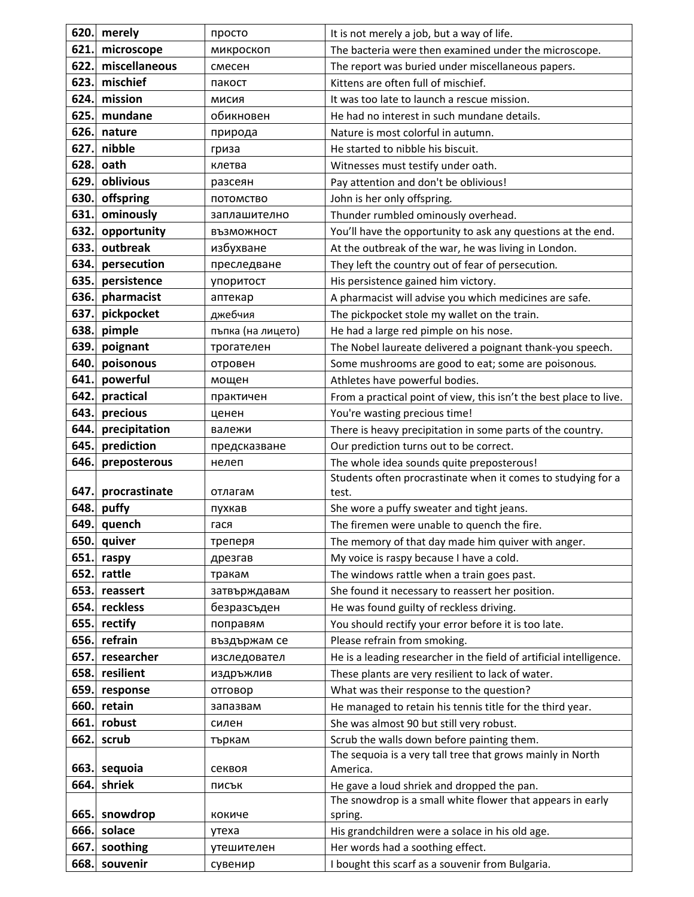| 620. | **merely** | просто | It is not merely a job, but a way of life. |
|---|---|---|---|
| 621. | **microscope** | микроскоп | The bacteria were then examined under the microscope. |
| 622. | **miscellaneous** | смесен | The report was buried under miscellaneous papers. |
| 623. | **mischief** | пакост | Kittens are often full of mischief. |
| 624. | **mission** | мисия | It was too late to launch a rescue mission. |
| 625. | **mundane** | обикновен | He had no interest in such mundane details. |
| 626. | **nature** | природа | Nature is most colorful in autumn. |
| 627. | **nibble** | гриза | He started to nibble his biscuit. |
| 628. | **oath** | клетва | Witnesses must testify under oath. |
| 629. | **oblivious** | разсеян | Pay attention and don't be oblivious! |
| 630. | **offspring** | потомство | John is her only offspring. |
| 631. | **ominously** | заплашително | Thunder rumbled ominously overhead. |
| 632. | **opportunity** | възможност | You'll have the opportunity to ask any questions at the end. |
| 633. | **outbreak** | избухване | At the outbreak of the war, he was living in London. |
| 634. | **persecution** | преследване | They left the country out of fear of persecution. |
| 635. | **persistence** | упоритост | His persistence gained him victory. |
| 636. | **pharmacist** | аптекар | A pharmacist will advise you which medicines are safe. |
| 637. | **pickpocket** | джебчия | The pickpocket stole my wallet on the train. |
| 638. | **pimple** | пъпка (на лицето) | He had a large red pimple on his nose. |
| 639. | **poignant** | трогателен | The Nobel laureate delivered a poignant thank-you speech. |
| 640. | **poisonous** | отровен | Some mushrooms are good to eat; some are poisonous. |
| 641. | **powerful** | мощен | Athletes have powerful bodies. |
| 642. | **practical** | практичен | From a practical point of view, this isn't the best place to live. |
| 643. | **precious** | ценен | You're wasting precious time! |
| 644. | **precipitation** | валежи | There is heavy precipitation in some parts of the country. |
| 645. | **prediction** | предсказване | Our prediction turns out to be correct. |
| 646. | **preposterous** | нелеп | The whole idea sounds quite preposterous! |
| 647. | **procrastinate** | отлагам | Students often procrastinate when it comes to studying for a test. |
| 648. | **puffy** | пухкав | She wore a puffy sweater and tight jeans. |
| 649. | **quench** | гася | The firemen were unable to quench the fire. |
| 650. | **quiver** | треперя | The memory of that day made him quiver with anger. |
| 651. | **raspy** | дрезгав | My voice is raspy because I have a cold. |
| 652. | **rattle** | тракам | The windows rattle when a train goes past. |
| 653. | **reassert** | затвърждавам | She found it necessary to reassert her position. |
| 654. | **reckless** | безразсъден | He was found guilty of reckless driving. |
| 655. | **rectify** | поправям | You should rectify your error before it is too late. |
| 656. | **refrain** | въздържам се | Please refrain from smoking. |
| 657. | **researcher** | изследовател | He is a leading researcher in the field of artificial intelligence. |
| 658. | **resilient** | издръжлив | These plants are very resilient to lack of water. |
| 659. | **response** | отговор | What was their response to the question? |
| 660. | **retain** | запазвам | He managed to retain his tennis title for the third year. |
| 661. | **robust** | силен | She was almost 90 but still very robust. |
| 662. | **scrub** | търкам | Scrub the walls down before painting them. |
| 663. | **sequoia** | секвоя | The sequoia is a very tall tree that grows mainly in North America. |
| 664. | **shriek** | писък | He gave a loud shriek and dropped the pan. |
| 665. | **snowdrop** | кокиче | The snowdrop is a small white flower that appears in early spring. |
| 666. | **solace** | утеха | His grandchildren were a solace in his old age. |
| 667. | **soothing** | утешителен | Her words had a soothing effect. |
| 668. | **souvenir** | сувенир | I bought this scarf as a souvenir from Bulgaria. |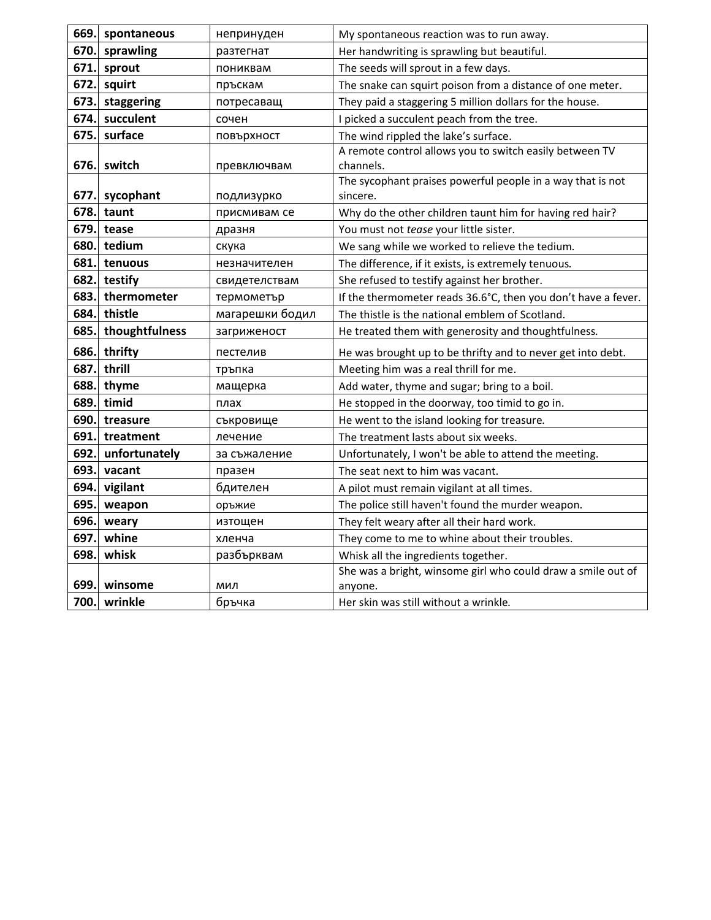| | | | |
|---|---|---|---|
| 669. | **spontaneous** | непринуден | My spontaneous reaction was to run away. |
| 670. | **sprawling** | разтегнат | Her handwriting is sprawling but beautiful. |
| 671. | **sprout** | пониквам | The seeds will sprout in a few days. |
| 672. | **squirt** | пръскам | The snake can squirt poison from a distance of one meter. |
| 673. | **staggering** | потресаващ | They paid a staggering 5 million dollars for the house. |
| 674. | **succulent** | сочен | I picked a succulent peach from the tree. |
| 675. | **surface** | повърхност | The wind rippled the lake's surface. |
| 676. | **switch** | превключвам | A remote control allows you to switch easily between TV channels. |
| 677. | **sycophant** | подлизурко | The sycophant praises powerful people in a way that is not sincere. |
| 678. | **taunt** | присмивам се | Why do the other children taunt him for having red hair? |
| 679. | **tease** | дразня | You must not *tease* your little sister. |
| 680. | **tedium** | скука | We sang while we worked to relieve the tedium. |
| 681. | **tenuous** | незначителен | The difference, if it exists, is extremely tenuous. |
| 682. | **testify** | свидетелствам | She refused to testify against her brother. |
| 683. | **thermometer** | термометър | If the thermometer reads 36.6°C, then you don't have a fever. |
| 684. | **thistle** | магарешки бодил | The thistle is the national emblem of Scotland. |
| 685. | **thoughtfulness** | загриженост | He treated them with generosity and thoughtfulness. |
| 686. | **thrifty** | пестелив | He was brought up to be thrifty and to never get into debt. |
| 687. | **thrill** | тръпка | Meeting him was a real thrill for me. |
| 688. | **thyme** | мащерка | Add water, thyme and sugar; bring to a boil. |
| 689. | **timid** | плах | He stopped in the doorway, too timid to go in. |
| 690. | **treasure** | съкровище | He went to the island looking for treasure. |
| 691. | **treatment** | лечение | The treatment lasts about six weeks. |
| 692. | **unfortunately** | за съжаление | Unfortunately, I won't be able to attend the meeting. |
| 693. | **vacant** | празен | The seat next to him was vacant. |
| 694. | **vigilant** | бдителен | A pilot must remain vigilant at all times. |
| 695. | **weapon** | оръжие | The police still haven't found the murder weapon. |
| 696. | **weary** | изтощен | They felt weary after all their hard work. |
| 697. | **whine** | хленча | They come to me to whine about their troubles. |
| 698. | **whisk** | разбърквам | Whisk all the ingredients together. |
| 699. | **winsome** | мил | She was a bright, winsome girl who could draw a smile out of anyone. |
| 700. | **wrinkle** | бръчка | Her skin was still without a wrinkle. |